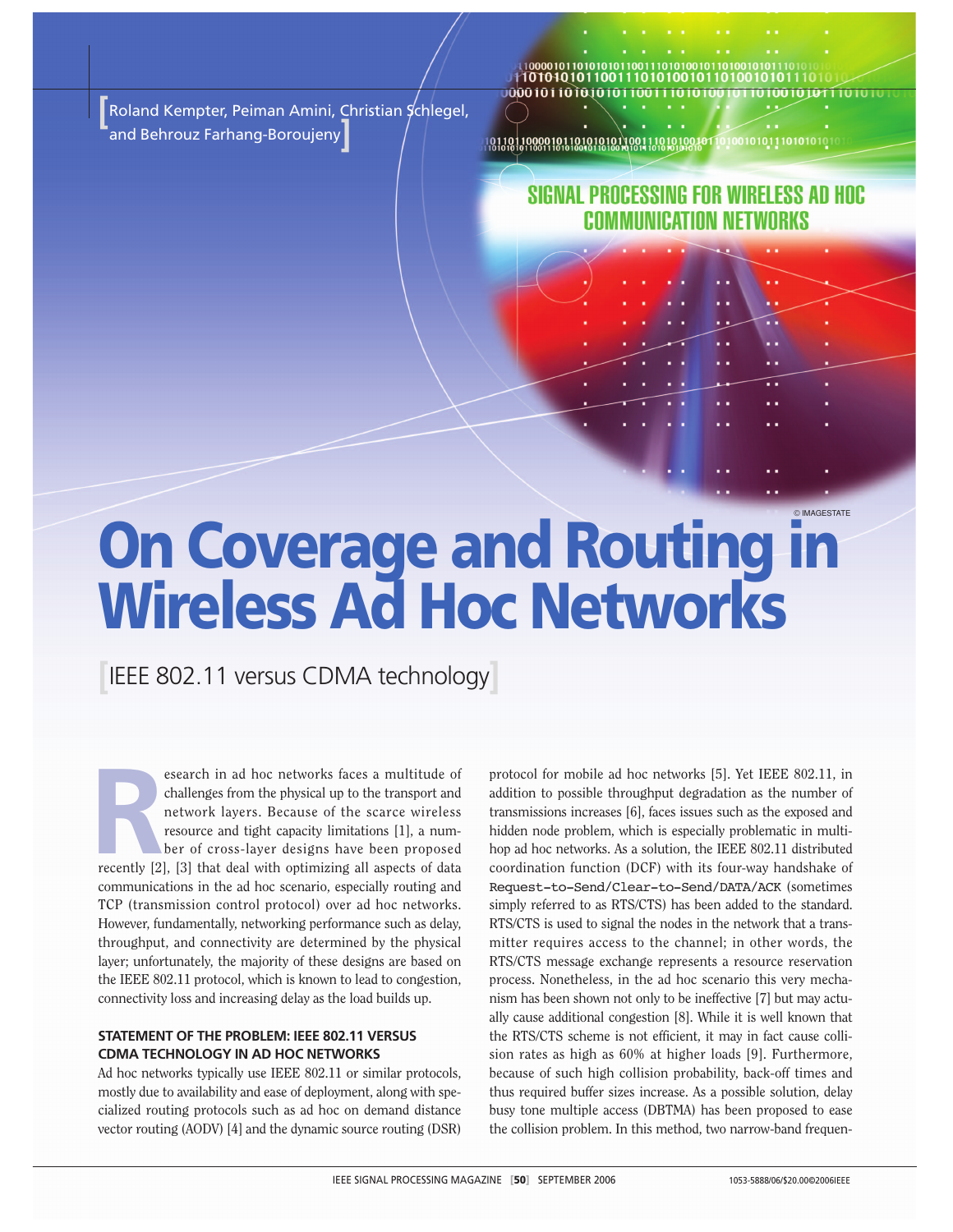Roland Kempter, Peiman Amini, Christian Schlegel, and Behrouz Farhang-Boroujeny

SIGNAL PROCESSING FOR WIRELESS AD HOC COMMUNICATION NETWORKS

# On Coverage and Routing in Wireless Ad Hoc Networks

## IEEE 802.11 versus CDMA technology

Research in ad hoc networks faces a multitude of challenges from the physical up to the transport and network layers. Because of the scarce wireless resource and tight capacity limitations [1], a number of cross-layer designs have been proposed recently [2], [3] that deal with optimizing all aspects of data communications in the ad hoc scenario, especially routing and TCP (transmission control protocol) over ad hoc networks. However, fundamentally, networking performance such as delay, throughput, and connectivity are determined by the physical layer; unfortunately, the majority of these designs are based on the IEEE 802.11 protocol, which is known to lead to congestion, connectivity loss and increasing delay as the load builds up.

### STATEMENT OF THE PROBLEM: IEEE 802.11 VERSUS CDMA TECHNOLOGY IN AD HOC NETWORKS

Ad hoc networks typically use IEEE 802.11 or similar protocols, mostly due to availability and ease of deployment, along with specialized routing protocols such as ad hoc on demand distance vector routing (AODV) [4] and the dynamic source routing (DSR) protocol for mobile ad hoc networks [5]. Yet IEEE 802.11, in addition to possible throughput degradation as the number of transmissions increases [6], faces issues such as the exposed and hidden node problem, which is especially problematic in multihop ad hoc networks. As a solution, the IEEE 802.11 distributed coordination function (DCF) with its four-way handshake of `Request-to-Send/Clear-to-Send/DATA/ACK` (sometimes simply referred to as RTS/CTS) has been added to the standard. RTS/CTS is used to signal the nodes in the network that a transmitter requires access to the channel; in other words, the RTS/CTS message exchange represents a resource reservation process. Nonetheless, in the ad hoc scenario this very mechanism has been shown not only to be ineffective [7] but may actually cause additional congestion [8]. While it is well known that the RTS/CTS scheme is not efficient, it may in fact cause collision rates as high as 60% at higher loads [9]. Furthermore, because of such high collision probability, back-off times and thus required buffer sizes increase. As a possible solution, delay busy tone multiple access (DBTMA) has been proposed to ease the collision problem. In this method, two narrow-band frequen-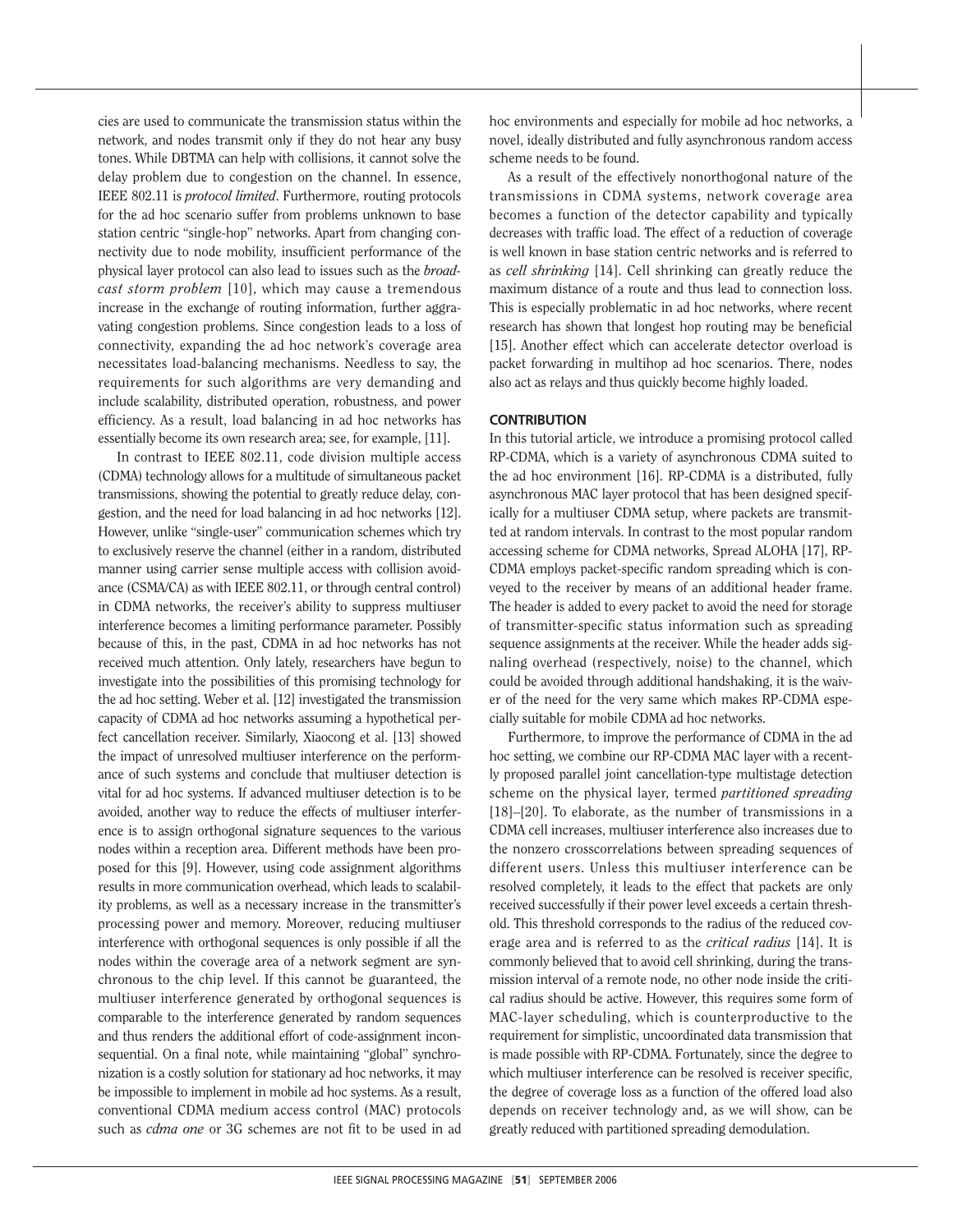cies are used to communicate the transmission status within the network, and nodes transmit only if they do not hear any busy tones. While DBTMA can help with collisions, it cannot solve the delay problem due to congestion on the channel. In essence, IEEE 802.11 is *protocol limited*. Furthermore, routing protocols for the ad hoc scenario suffer from problems unknown to base station centric "single-hop" networks. Apart from changing connectivity due to node mobility, insufficient performance of the physical layer protocol can also lead to issues such as the *broadcast storm problem* [10], which may cause a tremendous increase in the exchange of routing information, further aggravating congestion problems. Since congestion leads to a loss of connectivity, expanding the ad hoc network's coverage area necessitates load-balancing mechanisms. Needless to say, the requirements for such algorithms are very demanding and include scalability, distributed operation, robustness, and power efficiency. As a result, load balancing in ad hoc networks has essentially become its own research area; see, for example, [11].

In contrast to IEEE 802.11, code division multiple access (CDMA) technology allows for a multitude of simultaneous packet transmissions, showing the potential to greatly reduce delay, congestion, and the need for load balancing in ad hoc networks [12]. However, unlike "single-user" communication schemes which try to exclusively reserve the channel (either in a random, distributed manner using carrier sense multiple access with collision avoidance (CSMA/CA) as with IEEE 802.11, or through central control) in CDMA networks, the receiver's ability to suppress multiuser interference becomes a limiting performance parameter. Possibly because of this, in the past, CDMA in ad hoc networks has not received much attention. Only lately, researchers have begun to investigate into the possibilities of this promising technology for the ad hoc setting. Weber et al. [12] investigated the transmission capacity of CDMA ad hoc networks assuming a hypothetical perfect cancellation receiver. Similarly, Xiaocong et al. [13] showed the impact of unresolved multiuser interference on the performance of such systems and conclude that multiuser detection is vital for ad hoc systems. If advanced multiuser detection is to be avoided, another way to reduce the effects of multiuser interference is to assign orthogonal signature sequences to the various nodes within a reception area. Different methods have been proposed for this [9]. However, using code assignment algorithms results in more communication overhead, which leads to scalability problems, as well as a necessary increase in the transmitter's processing power and memory. Moreover, reducing multiuser interference with orthogonal sequences is only possible if all the nodes within the coverage area of a network segment are synchronous to the chip level. If this cannot be guaranteed, the multiuser interference generated by orthogonal sequences is comparable to the interference generated by random sequences and thus renders the additional effort of code-assignment inconsequential. On a final note, while maintaining "global" synchronization is a costly solution for stationary ad hoc networks, it may be impossible to implement in mobile ad hoc systems. As a result, conventional CDMA medium access control (MAC) protocols such as *cdma one* or 3G schemes are not fit to be used in ad hoc environments and especially for mobile ad hoc networks, a novel, ideally distributed and fully asynchronous random access scheme needs to be found.

As a result of the effectively nonorthogonal nature of the transmissions in CDMA systems, network coverage area becomes a function of the detector capability and typically decreases with traffic load. The effect of a reduction of coverage is well known in base station centric networks and is referred to as *cell shrinking* [14]. Cell shrinking can greatly reduce the maximum distance of a route and thus lead to connection loss. This is especially problematic in ad hoc networks, where recent research has shown that longest hop routing may be beneficial [15]. Another effect which can accelerate detector overload is packet forwarding in multihop ad hoc scenarios. There, nodes also act as relays and thus quickly become highly loaded.

## CONTRIBUTION

In this tutorial article, we introduce a promising protocol called RP-CDMA, which is a variety of asynchronous CDMA suited to the ad hoc environment [16]. RP-CDMA is a distributed, fully asynchronous MAC layer protocol that has been designed specifically for a multiuser CDMA setup, where packets are transmitted at random intervals. In contrast to the most popular random accessing scheme for CDMA networks, Spread ALOHA [17], RP-CDMA employs packet-specific random spreading which is conveyed to the receiver by means of an additional header frame. The header is added to every packet to avoid the need for storage of transmitter-specific status information such as spreading sequence assignments at the receiver. While the header adds signaling overhead (respectively, noise) to the channel, which could be avoided through additional handshaking, it is the waiver of the need for the very same which makes RP-CDMA especially suitable for mobile CDMA ad hoc networks.

Furthermore, to improve the performance of CDMA in the ad hoc setting, we combine our RP-CDMA MAC layer with a recently proposed parallel joint cancellation-type multistage detection scheme on the physical layer, termed *partitioned spreading* [18]–[20]. To elaborate, as the number of transmissions in a CDMA cell increases, multiuser interference also increases due to the nonzero crosscorrelations between spreading sequences of different users. Unless this multiuser interference can be resolved completely, it leads to the effect that packets are only received successfully if their power level exceeds a certain threshold. This threshold corresponds to the radius of the reduced coverage area and is referred to as the *critical radius* [14]. It is commonly believed that to avoid cell shrinking, during the transmission interval of a remote node, no other node inside the critical radius should be active. However, this requires some form of MAC-layer scheduling, which is counterproductive to the requirement for simplistic, uncoordinated data transmission that is made possible with RP-CDMA. Fortunately, since the degree to which multiuser interference can be resolved is receiver specific, the degree of coverage loss as a function of the offered load also depends on receiver technology and, as we will show, can be greatly reduced with partitioned spreading demodulation.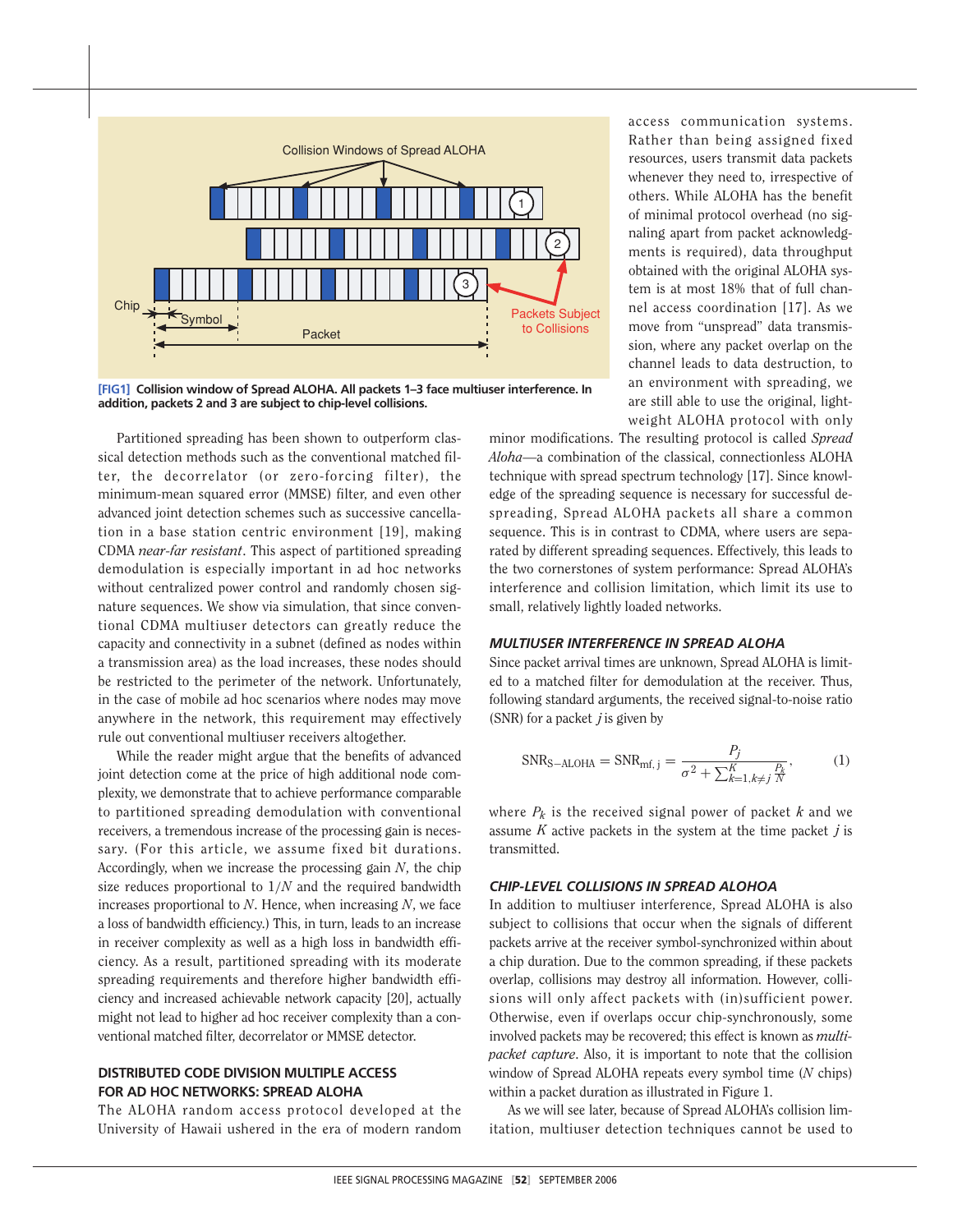Collision Windows of Spread ALOHA

Chip — Symbol — Packet — Packets Subject to Collisions

**[FIG1] Collision window of Spread ALOHA. All packets 1–3 face multiuser interference. In addition, packets 2 and 3 are subject to chip-level collisions.**

Partitioned spreading has been shown to outperform classical detection methods such as the conventional matched filter, the decorrelator (or zero-forcing filter), the minimum-mean squared error (MMSE) filter, and even other advanced joint detection schemes such as successive cancellation in a base station centric environment [19], making CDMA *near-far resistant*. This aspect of partitioned spreading demodulation is especially important in ad hoc networks without centralized power control and randomly chosen signature sequences. We show via simulation, that since conventional CDMA multiuser detectors can greatly reduce the capacity and connectivity in a subnet (defined as nodes within a transmission area) as the load increases, these nodes should be restricted to the perimeter of the network. Unfortunately, in the case of mobile ad hoc scenarios where nodes may move anywhere in the network, this requirement may effectively rule out conventional multiuser receivers altogether.

While the reader might argue that the benefits of advanced joint detection come at the price of high additional node complexity, we demonstrate that to achieve performance comparable to partitioned spreading demodulation with conventional receivers, a tremendous increase of the processing gain is necessary. (For this article, we assume fixed bit durations. Accordingly, when we increase the processing gain $N$, the chip size reduces proportional to $1/N$ and the required bandwidth increases proportional to $N$. Hence, when increasing $N$, we face a loss of bandwidth efficiency.) This, in turn, leads to an increase in receiver complexity as well as a high loss in bandwidth efficiency. As a result, partitioned spreading with its moderate spreading requirements and therefore higher bandwidth efficiency and increased achievable network capacity [20], actually might not lead to higher ad hoc receiver complexity than a conventional matched filter, decorrelator or MMSE detector.

## DISTRIBUTED CODE DIVISION MULTIPLE ACCESS FOR AD HOC NETWORKS: SPREAD ALOHA

The ALOHA random access protocol developed at the University of Hawaii ushered in the era of modern random access communication systems. Rather than being assigned fixed resources, users transmit data packets whenever they need to, irrespective of others. While ALOHA has the benefit of minimal protocol overhead (no signaling apart from packet acknowledgments is required), data throughput obtained with the original ALOHA system is at most 18% that of full channel access coordination [17]. As we move from "unspread" data transmission, where any packet overlap on the channel leads to data destruction, to an environment with spreading, we are still able to use the original, lightweight ALOHA protocol with only minor modifications. The resulting protocol is called *Spread Aloha*—a combination of the classical, connectionless ALOHA technique with spread spectrum technology [17]. Since knowledge of the spreading sequence is necessary for successful despreading, Spread ALOHA packets all share a common sequence. This is in contrast to CDMA, where users are separated by different spreading sequences. Effectively, this leads to the two cornerstones of system performance: Spread ALOHA's interference and collision limitation, which limit its use to small, relatively lightly loaded networks.

### MULTIUSER INTERFERENCE IN SPREAD ALOHA

Since packet arrival times are unknown, Spread ALOHA is limited to a matched filter for demodulation at the receiver. Thus, following standard arguments, the received signal-to-noise ratio (SNR) for a packet $j$ is given by

$$\mathrm{SNR}_{\mathrm{S-ALOHA}} = \mathrm{SNR}_{\mathrm{mf,\,j}} = \frac{P_j}{\sigma^2 + \sum_{k=1, k \neq j}^{K} \frac{P_k}{N}}, \qquad (1)$$

where $P_k$ is the received signal power of packet $k$ and we assume $K$ active packets in the system at the time packet $j$ is transmitted.

### CHIP-LEVEL COLLISIONS IN SPREAD ALOHOA

In addition to multiuser interference, Spread ALOHA is also subject to collisions that occur when the signals of different packets arrive at the receiver symbol-synchronized within about a chip duration. Due to the common spreading, if these packets overlap, collisions may destroy all information. However, collisions will only affect packets with (in)sufficient power. Otherwise, even if overlaps occur chip-synchronously, some involved packets may be recovered; this effect is known as *multipacket capture*. Also, it is important to note that the collision window of Spread ALOHA repeats every symbol time ($N$ chips) within a packet duration as illustrated in Figure 1.

As we will see later, because of Spread ALOHA's collision limitation, multiuser detection techniques cannot be used to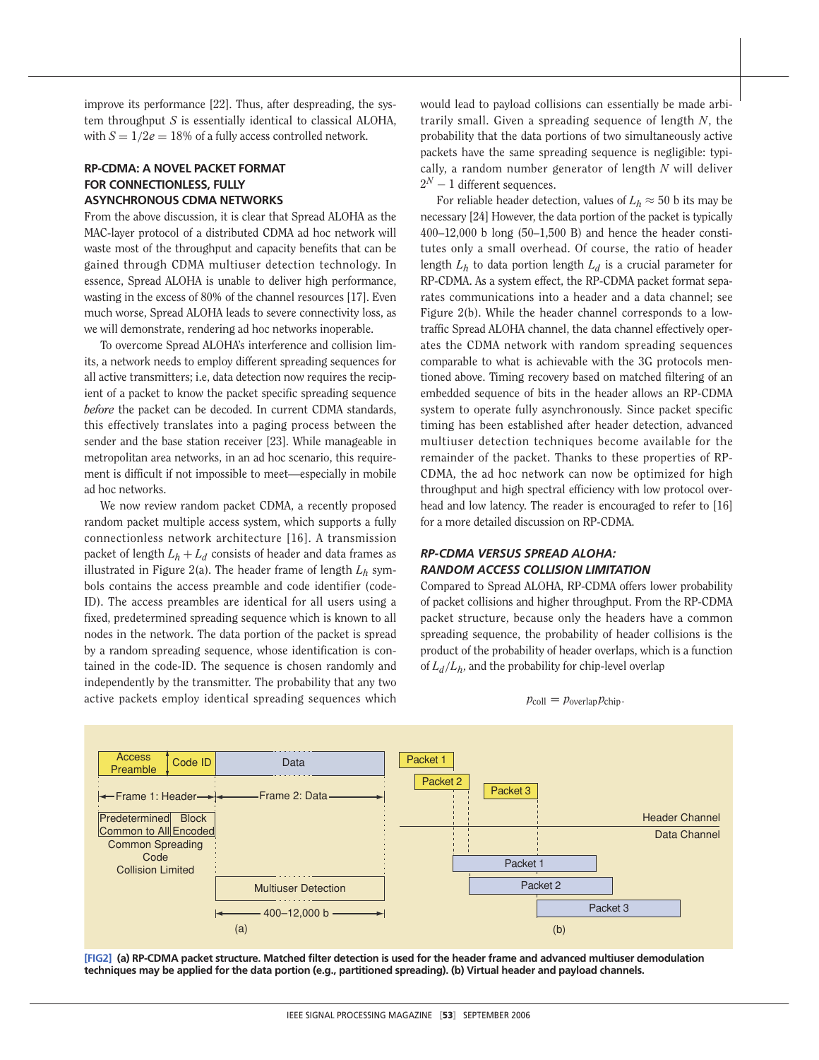improve its performance [22]. Thus, after despreading, the system throughput $S$ is essentially identical to classical ALOHA, with $S = 1/2e = 18\%$ of a fully access controlled network.

## RP-CDMA: A NOVEL PACKET FORMAT FOR CONNECTIONLESS, FULLY ASYNCHRONOUS CDMA NETWORKS

From the above discussion, it is clear that Spread ALOHA as the MAC-layer protocol of a distributed CDMA ad hoc network will waste most of the throughput and capacity benefits that can be gained through CDMA multiuser detection technology. In essence, Spread ALOHA is unable to deliver high performance, wasting in the excess of 80% of the channel resources [17]. Even much worse, Spread ALOHA leads to severe connectivity loss, as we will demonstrate, rendering ad hoc networks inoperable.

To overcome Spread ALOHA's interference and collision limits, a network needs to employ different spreading sequences for all active transmitters; i.e, data detection now requires the recipient of a packet to know the packet specific spreading sequence *before* the packet can be decoded. In current CDMA standards, this effectively translates into a paging process between the sender and the base station receiver [23]. While manageable in metropolitan area networks, in an ad hoc scenario, this requirement is difficult if not impossible to meet—especially in mobile ad hoc networks.

We now review random packet CDMA, a recently proposed random packet multiple access system, which supports a fully connectionless network architecture [16]. A transmission packet of length $L_h + L_d$ consists of header and data frames as illustrated in Figure 2(a). The header frame of length $L_h$ symbols contains the access preamble and code identifier (code-ID). The access preambles are identical for all users using a fixed, predetermined spreading sequence which is known to all nodes in the network. The data portion of the packet is spread by a random spreading sequence, whose identification is contained in the code-ID. The sequence is chosen randomly and independently by the transmitter. The probability that any two active packets employ identical spreading sequences which would lead to payload collisions can essentially be made arbitrarily small. Given a spreading sequence of length $N$, the probability that the data portions of two simultaneously active packets have the same spreading sequence is negligible: typically, a random number generator of length $N$ will deliver $2^N - 1$ different sequences.

For reliable header detection, values of $L_h \approx 50$ b its may be necessary [24] However, the data portion of the packet is typically 400–12,000 b long (50–1,500 B) and hence the header constitutes only a small overhead. Of course, the ratio of header length $L_h$ to data portion length $L_d$ is a crucial parameter for RP-CDMA. As a system effect, the RP-CDMA packet format separates communications into a header and a data channel; see Figure 2(b). While the header channel corresponds to a low-traffic Spread ALOHA channel, the data channel effectively operates the CDMA network with random spreading sequences comparable to what is achievable with the 3G protocols mentioned above. Timing recovery based on matched filtering of an embedded sequence of bits in the header allows an RP-CDMA system to operate fully asynchronously. Since packet specific timing has been established after header detection, advanced multiuser detection techniques become available for the remainder of the packet. Thanks to these properties of RP-CDMA, the ad hoc network can now be optimized for high throughput and high spectral efficiency with low protocol overhead and low latency. The reader is encouraged to refer to [16] for a more detailed discussion on RP-CDMA.

### *RP-CDMA VERSUS SPREAD ALOHA: RANDOM ACCESS COLLISION LIMITATION*

Compared to Spread ALOHA, RP-CDMA offers lower probability of packet collisions and higher throughput. From the RP-CDMA packet structure, because only the headers have a common spreading sequence, the probability of header collisions is the product of the probability of header overlaps, which is a function of $L_d/L_h$, and the probability for chip-level overlap

$$p_{\text{coll}} = p_{\text{overlap}} p_{\text{chip}}.$$

Access Preamble | Code ID | Data

Frame 1: Header | Frame 2: Data

Predetermined Common to All | Block Encoded

Common Spreading Code Collision Limited

Multiuser Detection

400–12,000 b

(a)

Packet 1, Packet 2, Packet 3 — Header Channel / Data Channel — Packet 1, Packet 2, Packet 3

(b)

**[FIG2] (a) RP-CDMA packet structure. Matched filter detection is used for the header frame and advanced multiuser demodulation techniques may be applied for the data portion (e.g., partitioned spreading). (b) Virtual header and payload channels.**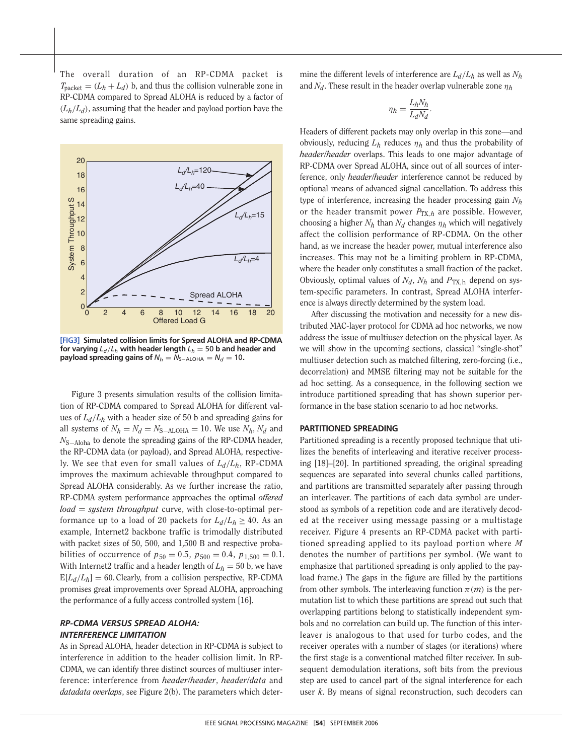The overall duration of an RP-CDMA packet is $T_{\text{packet}} = (L_h + L_d)$ b, and thus the collision vulnerable zone in RP-CDMA compared to Spread ALOHA is reduced by a factor of $(L_h/L_d)$, assuming that the header and payload portion have the same spreading gains.

**[FIG3] Simulated collision limits for Spread ALOHA and RP-CDMA for varying $L_d/L_h$ with header length $L_h = 50$ b and header and payload spreading gains of $N_h = N_{\text{S-ALOHA}} = N_d = 10$.**

Figure 3 presents simulation results of the collision limitation of RP-CDMA compared to Spread ALOHA for different values of $L_d/L_h$ with a header size of 50 b and spreading gains for all systems of $N_h = N_d = N_{\text{S-ALOHA}} = 10$. We use $N_h$, $N_d$ and $N_{\text{S-Aloha}}$ to denote the spreading gains of the RP-CDMA header, the RP-CDMA data (or payload), and Spread ALOHA, respectively. We see that even for small values of $L_d/L_h$, RP-CDMA improves the maximum achievable throughput compared to Spread ALOHA considerably. As we further increase the ratio, RP-CDMA system performance approaches the optimal *offered load = system throughput* curve, with close-to-optimal performance up to a load of 20 packets for $L_d/L_h \geq 40$. As an example, Internet2 backbone traffic is trimodally distributed with packet sizes of 50, 500, and 1,500 B and respective probabilities of occurrence of $p_{50} = 0.5$, $p_{500} = 0.4$, $p_{1,500} = 0.1$. With Internet2 traffic and a header length of $L_h = 50$ b, we have $\text{E}[L_d/L_h] = 60$. Clearly, from a collision perspective, RP-CDMA promises great improvements over Spread ALOHA, approaching the performance of a fully access controlled system [16].

### *RP-CDMA VERSUS SPREAD ALOHA: INTERFERENCE LIMITATION*

As in Spread ALOHA, header detection in RP-CDMA is subject to interference in addition to the header collision limit. In RP-CDMA, we can identify three distinct sources of multiuser interference: interference from *header/header*, *header/data* and *datadata overlaps*, see Figure 2(b). The parameters which determine the different levels of interference are $L_d/L_h$ as well as $N_h$ and $N_d$. These result in the header overlap vulnerable zone $\eta_h$

$$\eta_h = \frac{L_h N_h}{L_d N_d}.$$

Headers of different packets may only overlap in this zone—and obviously, reducing $L_h$ reduces $\eta_h$ and thus the probability of *header/header* overlaps. This leads to one major advantage of RP-CDMA over Spread ALOHA, since out of all sources of interference, only *header/header* interference cannot be reduced by optional means of advanced signal cancellation. To address this type of interference, increasing the header processing gain $N_h$ or the header transmit power $P_{\text{TX},h}$ are possible. However, choosing a higher $N_h$ than $N_d$ changes $\eta_h$ which will negatively affect the collision performance of RP-CDMA. On the other hand, as we increase the header power, mutual interference also increases. This may not be a limiting problem in RP-CDMA, where the header only constitutes a small fraction of the packet. Obviously, optimal values of $N_d$, $N_h$ and $P_{\text{TX,h}}$ depend on system-specific parameters. In contrast, Spread ALOHA interference is always directly determined by the system load.

After discussing the motivation and necessity for a new distributed MAC-layer protocol for CDMA ad hoc networks, we now address the issue of multiuser detection on the physical layer. As we will show in the upcoming sections, classical "single-shot" multiuser detection such as matched filtering, zero-forcing (i.e., decorrelation) and MMSE filtering may not be suitable for the ad hoc setting. As a consequence, in the following section we introduce partitioned spreading that has shown superior performance in the base station scenario to ad hoc networks.

### PARTITIONED SPREADING

Partitioned spreading is a recently proposed technique that utilizes the benefits of interleaving and iterative receiver processing [18]–[20]. In partitioned spreading, the original spreading sequences are separated into several chunks called partitions, and partitions are transmitted separately after passing through an interleaver. The partitions of each data symbol are understood as symbols of a repetition code and are iteratively decoded at the receiver using message passing or a multistage receiver. Figure 4 presents an RP-CDMA packet with partitioned spreading applied to its payload portion where $M$ denotes the number of partitions per symbol. (We want to emphasize that partitioned spreading is only applied to the payload frame.) The gaps in the figure are filled by the partitions from other symbols. The interleaving function $\pi(m)$ is the permutation list to which these partitions are spread out such that overlapping partitions belong to statistically independent symbols and no correlation can build up. The function of this interleaver is analogous to that used for turbo codes, and the receiver operates with a number of stages (or iterations) where the first stage is a conventional matched filter receiver. In subsequent demodulation iterations, soft bits from the previous step are used to cancel part of the signal interference for each user $k$. By means of signal reconstruction, such decoders can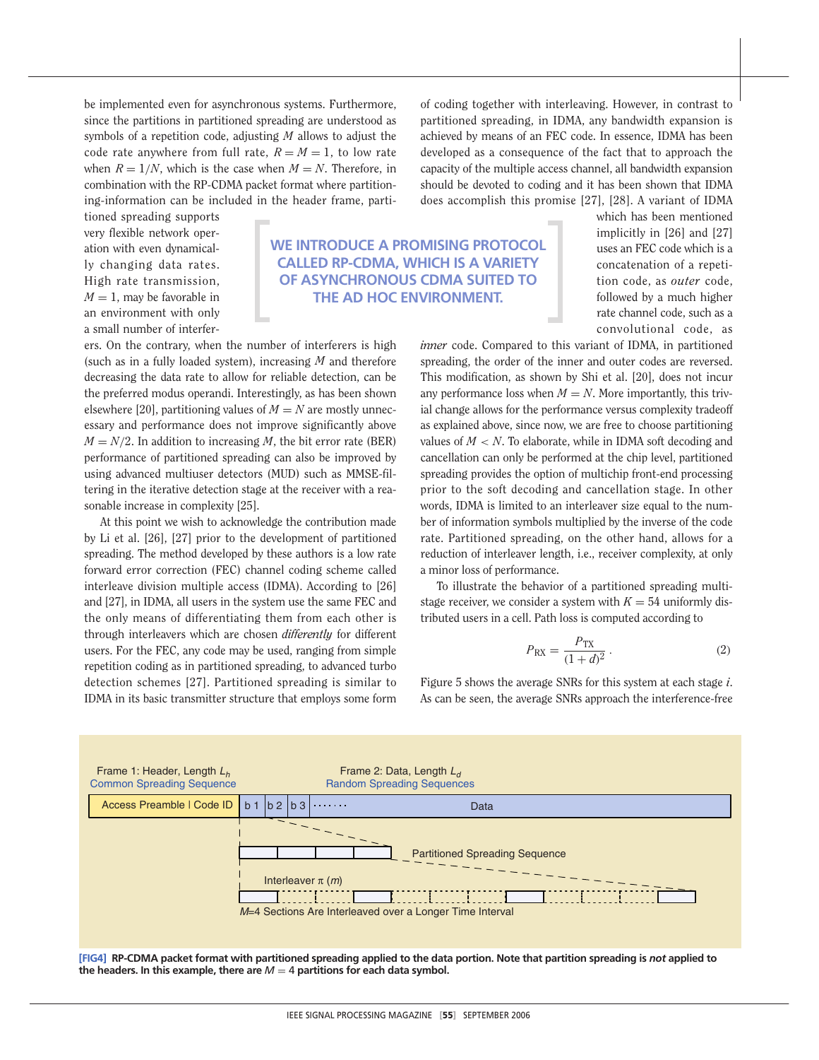be implemented even for asynchronous systems. Furthermore, since the partitions in partitioned spreading are understood as symbols of a repetition code, adjusting $M$ allows to adjust the code rate anywhere from full rate, $R = M = 1$, to low rate when $R = 1/N$, which is the case when $M = N$. Therefore, in combination with the RP-CDMA packet format where partitioning-information can be included in the header frame, partitioned spreading supports very flexible network operation with even dynamically changing data rates. High rate transmission, $M = 1$, may be favorable in an environment with only a small number of interferers. On the contrary, when the number of interferers is high (such as in a fully loaded system), increasing $M$ and therefore decreasing the data rate to allow for reliable detection, can be the preferred modus operandi. Interestingly, as has been shown elsewhere [20], partitioning values of $M = N$ are mostly unnecessary and performance does not improve significantly above $M = N/2$. In addition to increasing $M$, the bit error rate (BER) performance of partitioned spreading can also be improved by using advanced multiuser detectors (MUD) such as MMSE-filtering in the iterative detection stage at the receiver with a reasonable increase in complexity [25].

**WE INTRODUCE A PROMISING PROTOCOL CALLED RP-CDMA, WHICH IS A VARIETY OF ASYNCHRONOUS CDMA SUITED TO THE AD HOC ENVIRONMENT.**

At this point we wish to acknowledge the contribution made by Li et al. [26], [27] prior to the development of partitioned spreading. The method developed by these authors is a low rate forward error correction (FEC) channel coding scheme called interleave division multiple access (IDMA). According to [26] and [27], in IDMA, all users in the system use the same FEC and the only means of differentiating them from each other is through interleavers which are chosen *differently* for different users. For the FEC, any code may be used, ranging from simple repetition coding as in partitioned spreading, to advanced turbo detection schemes [27]. Partitioned spreading is similar to IDMA in its basic transmitter structure that employs some form of coding together with interleaving. However, in contrast to partitioned spreading, in IDMA, any bandwidth expansion is achieved by means of an FEC code. In essence, IDMA has been developed as a consequence of the fact that to approach the capacity of the multiple access channel, all bandwidth expansion should be devoted to coding and it has been shown that IDMA does accomplish this promise [27], [28]. A variant of IDMA which has been mentioned implicitly in [26] and [27] uses an FEC code which is a concatenation of a repetition code, as *outer* code, followed by a much higher rate channel code, such as a convolutional code, as *inner* code. Compared to this variant of IDMA, in partitioned spreading, the order of the inner and outer codes are reversed. This modification, as shown by Shi et al. [20], does not incur any performance loss when $M = N$. More importantly, this trivial change allows for the performance versus complexity tradeoff as explained above, since now, we are free to choose partitioning values of $M < N$. To elaborate, while in IDMA soft decoding and cancellation can only be performed at the chip level, partitioned spreading provides the option of multichip front-end processing prior to the soft decoding and cancellation stage. In other words, IDMA is limited to an interleaver size equal to the number of information symbols multiplied by the inverse of the code rate. Partitioned spreading, on the other hand, allows for a reduction of interleaver length, i.e., receiver complexity, at only a minor loss of performance.

To illustrate the behavior of a partitioned spreading multistage receiver, we consider a system with $K = 54$ uniformly distributed users in a cell. Path loss is computed according to

$$P_{\text{RX}} = \frac{P_{\text{TX}}}{(1+d)^2}\,. \tag{2}$$

Figure 5 shows the average SNRs for this system at each stage $i$. As can be seen, the average SNRs approach the interference-free

Frame 1: Header, Length $L_h$ — Common Spreading Sequence | Frame 2: Data, Length $L_d$ — Random Spreading Sequences

Access Preamble | Code ID | b 1 | b 2 | b 3 | ······· | Data

Partitioned Spreading Sequence

Interleaver $\pi$ ($m$)

$M$=4 Sections Are Interleaved over a Longer Time Interval

**[FIG4] RP-CDMA packet format with partitioned spreading applied to the data portion. Note that partition spreading is *not* applied to the headers. In this example, there are $M = 4$ partitions for each data symbol.**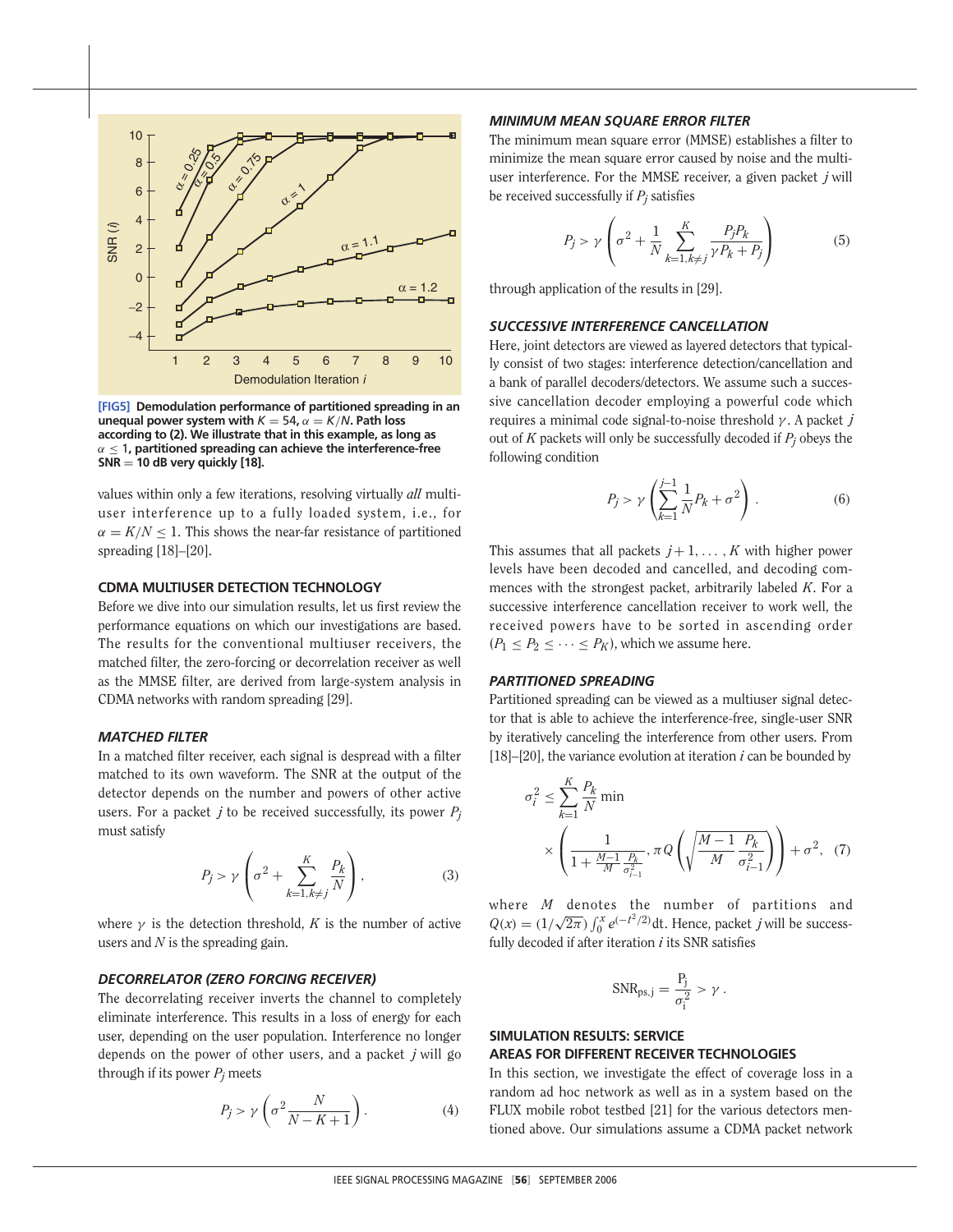[FIG5] **Demodulation performance of partitioned spreading in an unequal power system with $K = 54$, $\alpha = K/N$. Path loss according to (2). We illustrate that in this example, as long as $\alpha \leq 1$, partitioned spreading can achieve the interference-free SNR = 10 dB very quickly [18].**

values within only a few iterations, resolving virtually *all* multiuser interference up to a fully loaded system, i.e., for $\alpha = K/N \leq 1$. This shows the near-far resistance of partitioned spreading [18]–[20].

## CDMA MULTIUSER DETECTION TECHNOLOGY

Before we dive into our simulation results, let us first review the performance equations on which our investigations are based. The results for the conventional multiuser receivers, the matched filter, the zero-forcing or decorrelation receiver as well as the MMSE filter, are derived from large-system analysis in CDMA networks with random spreading [29].

### *MATCHED FILTER*

In a matched filter receiver, each signal is despread with a filter matched to its own waveform. The SNR at the output of the detector depends on the number and powers of other active users. For a packet $j$ to be received successfully, its power $P_j$ must satisfy

$$P_j > \gamma \left( \sigma^2 + \sum_{k=1, k \neq j}^{K} \frac{P_k}{N} \right), \tag{3}$$

where $\gamma$ is the detection threshold, $K$ is the number of active users and $N$ is the spreading gain.

### *DECORRELATOR (ZERO FORCING RECEIVER)*

The decorrelating receiver inverts the channel to completely eliminate interference. This results in a loss of energy for each user, depending on the user population. Interference no longer depends on the power of other users, and a packet $j$ will go through if its power $P_j$ meets

$$P_j > \gamma \left( \sigma^2 \frac{N}{N - K + 1} \right). \tag{4}$$

### *MINIMUM MEAN SQUARE ERROR FILTER*

The minimum mean square error (MMSE) establishes a filter to minimize the mean square error caused by noise and the multiuser interference. For the MMSE receiver, a given packet $j$ will be received successfully if $P_j$ satisfies

$$P_j > \gamma \left( \sigma^2 + \frac{1}{N} \sum_{k=1, k \neq j}^{K} \frac{P_j P_k}{\gamma P_k + P_j} \right) \tag{5}$$

through application of the results in [29].

### *SUCCESSIVE INTERFERENCE CANCELLATION*

Here, joint detectors are viewed as layered detectors that typically consist of two stages: interference detection/cancellation and a bank of parallel decoders/detectors. We assume such a successive cancellation decoder employing a powerful code which requires a minimal code signal-to-noise threshold $\gamma$. A packet $j$ out of $K$ packets will only be successfully decoded if $P_j$ obeys the following condition

$$P_j > \gamma \left( \sum_{k=1}^{j-1} \frac{1}{N} P_k + \sigma^2 \right). \tag{6}$$

This assumes that all packets $j+1, \ldots, K$ with higher power levels have been decoded and cancelled, and decoding commences with the strongest packet, arbitrarily labeled $K$. For a successive interference cancellation receiver to work well, the received powers have to be sorted in ascending order ($P_1 \leq P_2 \leq \cdots \leq P_K$), which we assume here.

### *PARTITIONED SPREADING*

Partitioned spreading can be viewed as a multiuser signal detector that is able to achieve the interference-free, single-user SNR by iteratively canceling the interference from other users. From [18]–[20], the variance evolution at iteration $i$ can be bounded by

$$\sigma_i^2 \leq \sum_{k=1}^{K} \frac{P_k}{N} \min \times \left( \frac{1}{1 + \frac{M-1}{M} \frac{P_k}{\sigma_{i-1}^2}}, \pi Q \left( \sqrt{\frac{M-1}{M} \frac{P_k}{\sigma_{i-1}^2}} \right) \right) + \sigma^2, \tag{7}$$

where $M$ denotes the number of partitions and $Q(x) = (1/\sqrt{2\pi}) \int_0^x e^{(-t^2/2)} \mathrm{d}t$. Hence, packet $j$ will be successfully decoded if after iteration $i$ its SNR satisfies

$$\mathrm{SNR}_{\mathrm{ps,j}} = \frac{\mathrm{P_j}}{\sigma_\mathrm{i}^2} > \gamma.$$

## SIMULATION RESULTS: SERVICE AREAS FOR DIFFERENT RECEIVER TECHNOLOGIES

In this section, we investigate the effect of coverage loss in a random ad hoc network as well as in a system based on the FLUX mobile robot testbed [21] for the various detectors mentioned above. Our simulations assume a CDMA packet network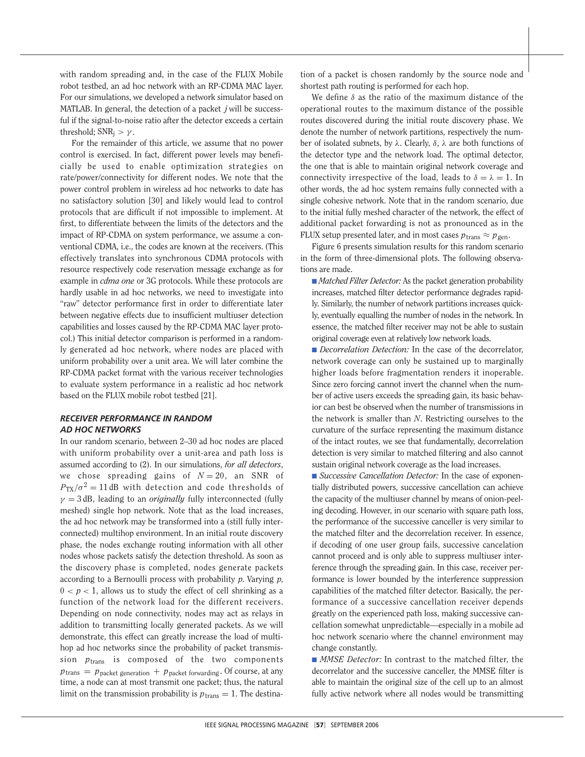with random spreading and, in the case of the FLUX Mobile robot testbed, an ad hoc network with an RP-CDMA MAC layer. For our simulations, we developed a network simulator based on MATLAB. In general, the detection of a packet $j$ will be successful if the signal-to-noise ratio after the detector exceeds a certain threshold; $\mathrm{SNR}_j > \gamma$.

For the remainder of this article, we assume that no power control is exercised. In fact, different power levels may beneficially be used to enable optimization strategies on rate/power/connectivity for different nodes. We note that the power control problem in wireless ad hoc networks to date has no satisfactory solution [30] and likely would lead to control protocols that are difficult if not impossible to implement. At first, to differentiate between the limits of the detectors and the impact of RP-CDMA on system performance, we assume a conventional CDMA, i.e., the codes are known at the receivers. (This effectively translates into synchronous CDMA protocols with resource respectively code reservation message exchange as for example in *cdma one* or 3G protocols. While these protocols are hardly usable in ad hoc networks, we need to investigate into "raw" detector performance first in order to differentiate later between negative effects due to insufficient multiuser detection capabilities and losses caused by the RP-CDMA MAC layer protocol.) This initial detector comparison is performed in a randomly generated ad hoc network, where nodes are placed with uniform probability over a unit area. We will later combine the RP-CDMA packet format with the various receiver technologies to evaluate system performance in a realistic ad hoc network based on the FLUX mobile robot testbed [21].

## RECEIVER PERFORMANCE IN RANDOM AD HOC NETWORKS

In our random scenario, between 2–30 ad hoc nodes are placed with uniform probability over a unit-area and path loss is assumed according to (2). In our simulations, *for all detectors*, we chose spreading gains of $N = 20$, an SNR of $P_{\mathrm{TX}}/\sigma^2 = 11\,\mathrm{dB}$ with detection and code thresholds of $\gamma = 3\,\mathrm{dB}$, leading to an *originally* fully interconnected (fully meshed) single hop network. Note that as the load increases, the ad hoc network may be transformed into a (still fully interconnected) multihop environment. In an initial route discovery phase, the nodes exchange routing information with all other nodes whose packets satisfy the detection threshold. As soon as the discovery phase is completed, nodes generate packets according to a Bernoulli process with probability $p$. Varying $p$, $0 < p < 1$, allows us to study the effect of cell shrinking as a function of the network load for the different receivers. Depending on node connectivity, nodes may act as relays in addition to transmitting locally generated packets. As we will demonstrate, this effect can greatly increase the load of multihop ad hoc networks since the probability of packet transmission $p_{\mathrm{trans}}$ is composed of the two components $p_{\mathrm{trans}} = p_{\text{packet generation}} + p_{\text{packet forwarding}}$. Of course, at any time, a node can at most transmit one packet; thus, the natural limit on the transmission probability is $p_{\mathrm{trans}} = 1$. The destination of a packet is chosen randomly by the source node and shortest path routing is performed for each hop.

We define $\delta$ as the ratio of the maximum distance of the operational routes to the maximum distance of the possible routes discovered during the initial route discovery phase. We denote the number of network partitions, respectively the number of isolated subnets, by $\lambda$. Clearly, $\delta$, $\lambda$ are both functions of the detector type and the network load. The optimal detector, the one that is able to maintain original network coverage and connectivity irrespective of the load, leads to $\delta = \lambda = 1$. In other words, the ad hoc system remains fully connected with a single cohesive network. Note that in the random scenario, due to the initial fully meshed character of the network, the effect of additional packet forwarding is not as pronounced as in the FLUX setup presented later, and in most cases $p_{\mathrm{trans}} \approx p_{\mathrm{gen}}$.

Figure 6 presents simulation results for this random scenario in the form of three-dimensional plots. The following observations are made.

- *Matched Filter Detector:* As the packet generation probability increases, matched filter detector performance degrades rapidly. Similarly, the number of network partitions increases quickly, eventually equalling the number of nodes in the network. In essence, the matched filter receiver may not be able to sustain original coverage even at relatively low network loads.
- *Decorrelation Detection:* In the case of the decorrelator, network coverage can only be sustained up to marginally higher loads before fragmentation renders it inoperable. Since zero forcing cannot invert the channel when the number of active users exceeds the spreading gain, its basic behavior can best be observed when the number of transmissions in the network is smaller than $N$. Restricting ourselves to the curvature of the surface representing the maximum distance of the intact routes, we see that fundamentally, decorrelation detection is very similar to matched filtering and also cannot sustain original network coverage as the load increases.
- *Successive Cancellation Detector:* In the case of exponentially distributed powers, successive cancellation can achieve the capacity of the multiuser channel by means of onion-peeling decoding. However, in our scenario with square path loss, the performance of the successive canceller is very similar to the matched filter and the decorrelation receiver. In essence, if decoding of one user group fails, successive cancelation cannot proceed and is only able to suppress multiuser interference through the spreading gain. In this case, receiver performance is lower bounded by the interference suppression capabilities of the matched filter detector. Basically, the performance of a successive cancellation receiver depends greatly on the experienced path loss, making successive cancellation somewhat unpredictable—especially in a mobile ad hoc network scenario where the channel environment may change constantly.
- *MMSE Detector:* In contrast to the matched filter, the decorrelator and the successive canceller, the MMSE filter is able to maintain the original size of the cell up to an almost fully active network where all nodes would be transmitting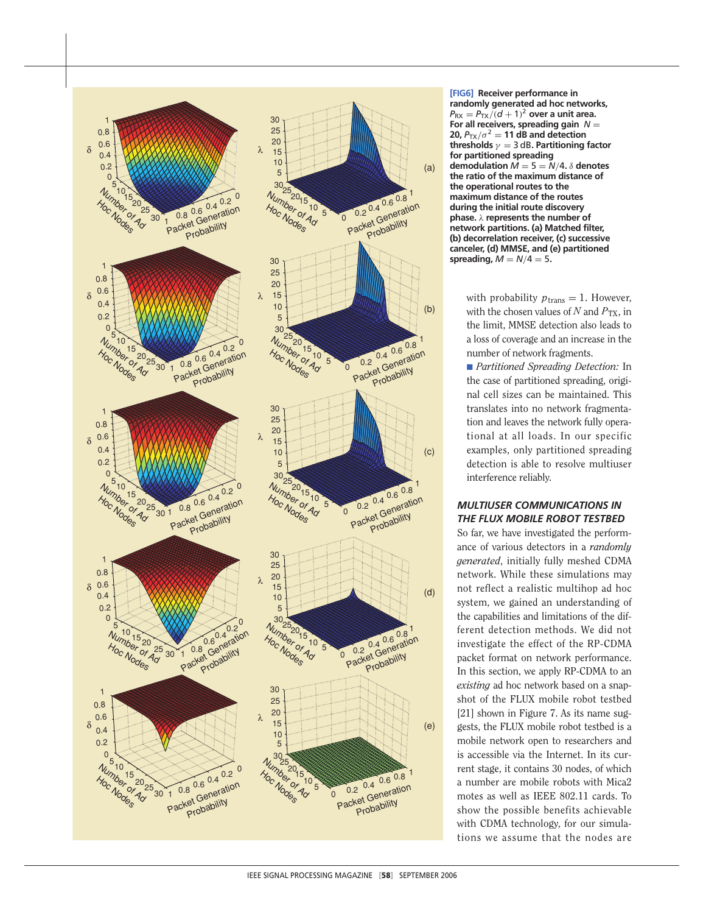**[FIG6] Receiver performance in randomly generated ad hoc networks, $P_{RX} = P_{TX}/(d+1)^2$ over a unit area. For all receivers, spreading gain $N = 20$, $P_{TX}/\sigma^2 = 11$ dB and detection thresholds $\gamma = 3$ dB. Partitioning factor for partitioned spreading demodulation $M = 5 = N/4$. $\delta$ denotes the ratio of the maximum distance of the operational routes to the maximum distance of the routes during the initial route discovery phase. $\lambda$ represents the number of network partitions. (a) Matched filter, (b) decorrelation receiver, (c) successive canceler, (d) MMSE, and (e) partitioned spreading, $M = N/4 = 5$.**

with probability $p_{\text{trans}} = 1$. However, with the chosen values of $N$ and $P_{TX}$, in the limit, MMSE detection also leads to a loss of coverage and an increase in the number of network fragments.

- *Partitioned Spreading Detection:* In the case of partitioned spreading, original cell sizes can be maintained. This translates into no network fragmentation and leaves the network fully operational at all loads. In our specific examples, only partitioned spreading detection is able to resolve multiuser interference reliably.

### MULTIUSER COMMUNICATIONS IN THE FLUX MOBILE ROBOT TESTBED

So far, we have investigated the performance of various detectors in a *randomly generated*, initially fully meshed CDMA network. While these simulations may not reflect a realistic multihop ad hoc system, we gained an understanding of the capabilities and limitations of the different detection methods. We did not investigate the effect of the RP-CDMA packet format on network performance. In this section, we apply RP-CDMA to an *existing* ad hoc network based on a snapshot of the FLUX mobile robot testbed [21] shown in Figure 7. As its name suggests, the FLUX mobile robot testbed is a mobile network open to researchers and is accessible via the Internet. In its current stage, it contains 30 nodes, of which a number are mobile robots with Mica2 motes as well as IEEE 802.11 cards. To show the possible benefits achievable with CDMA technology, for our simulations we assume that the nodes are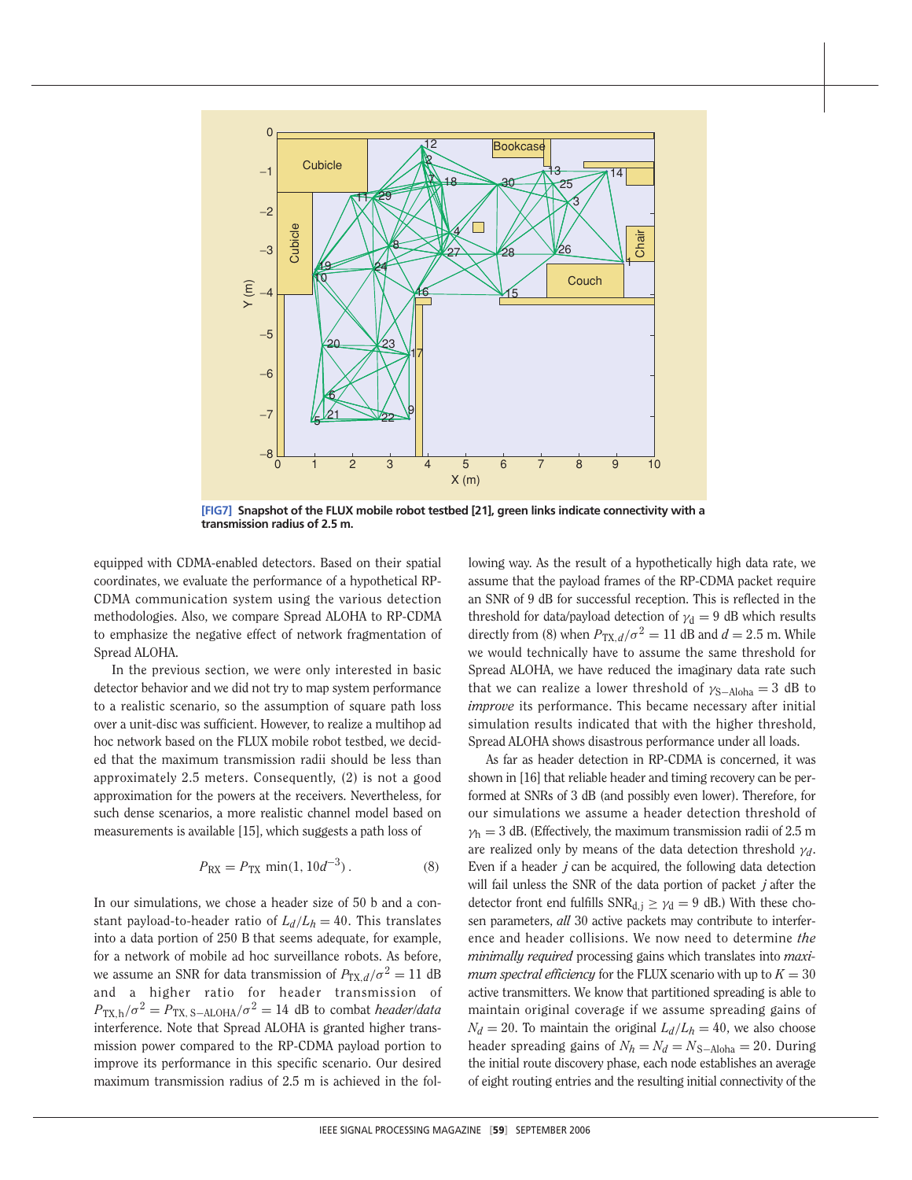[FIG7] Snapshot of the FLUX mobile robot testbed [21], green links indicate connectivity with a transmission radius of 2.5 m.

equipped with CDMA-enabled detectors. Based on their spatial coordinates, we evaluate the performance of a hypothetical RP-CDMA communication system using the various detection methodologies. Also, we compare Spread ALOHA to RP-CDMA to emphasize the negative effect of network fragmentation of Spread ALOHA.

In the previous section, we were only interested in basic detector behavior and we did not try to map system performance to a realistic scenario, so the assumption of square path loss over a unit-disc was sufficient. However, to realize a multihop ad hoc network based on the FLUX mobile robot testbed, we decided that the maximum transmission radii should be less than approximately 2.5 meters. Consequently, (2) is not a good approximation for the powers at the receivers. Nevertheless, for such dense scenarios, a more realistic channel model based on measurements is available [15], which suggests a path loss of

$$P_{\mathrm{RX}} = P_{\mathrm{TX}} \min(1, 10d^{-3}). \tag{8}$$

In our simulations, we chose a header size of 50 b and a constant payload-to-header ratio of $L_d/L_h = 40$. This translates into a data portion of 250 B that seems adequate, for example, for a network of mobile ad hoc surveillance robots. As before, we assume an SNR for data transmission of $P_{\mathrm{TX},d}/\sigma^2 = 11$ dB and a higher ratio for header transmission of $P_{\mathrm{TX,h}}/\sigma^2 = P_{\mathrm{TX,\,S-ALOHA}}/\sigma^2 = 14$ dB to combat *header/data* interference. Note that Spread ALOHA is granted higher transmission power compared to the RP-CDMA payload portion to improve its performance in this specific scenario. Our desired maximum transmission radius of 2.5 m is achieved in the following way. As the result of a hypothetically high data rate, we assume that the payload frames of the RP-CDMA packet require an SNR of 9 dB for successful reception. This is reflected in the threshold for data/payload detection of $\gamma_{\mathrm{d}} = 9$ dB which results directly from (8) when $P_{\mathrm{TX},d}/\sigma^2 = 11$ dB and $d = 2.5$ m. While we would technically have to assume the same threshold for Spread ALOHA, we have reduced the imaginary data rate such that we can realize a lower threshold of $\gamma_{\mathrm{S-Aloha}} = 3$ dB to *improve* its performance. This became necessary after initial simulation results indicated that with the higher threshold, Spread ALOHA shows disastrous performance under all loads.

As far as header detection in RP-CDMA is concerned, it was shown in [16] that reliable header and timing recovery can be performed at SNRs of 3 dB (and possibly even lower). Therefore, for our simulations we assume a header detection threshold of $\gamma_{\mathrm{h}} = 3$ dB. (Effectively, the maximum transmission radii of 2.5 m are realized only by means of the data detection threshold $\gamma_d$. Even if a header $j$ can be acquired, the following data detection will fail unless the SNR of the data portion of packet $j$ after the detector front end fulfills $\mathrm{SNR}_{\mathrm{d,j}} \geq \gamma_{\mathrm{d}} = 9$ dB.) With these chosen parameters, *all* 30 active packets may contribute to interference and header collisions. We now need to determine *the minimally required* processing gains which translates into *maximum spectral efficiency* for the FLUX scenario with up to $K = 30$ active transmitters. We know that partitioned spreading is able to maintain original coverage if we assume spreading gains of $N_d = 20$. To maintain the original $L_d/L_h = 40$, we also choose header spreading gains of $N_h = N_d = N_{\mathrm{S-Aloha}} = 20$. During the initial route discovery phase, each node establishes an average of eight routing entries and the resulting initial connectivity of the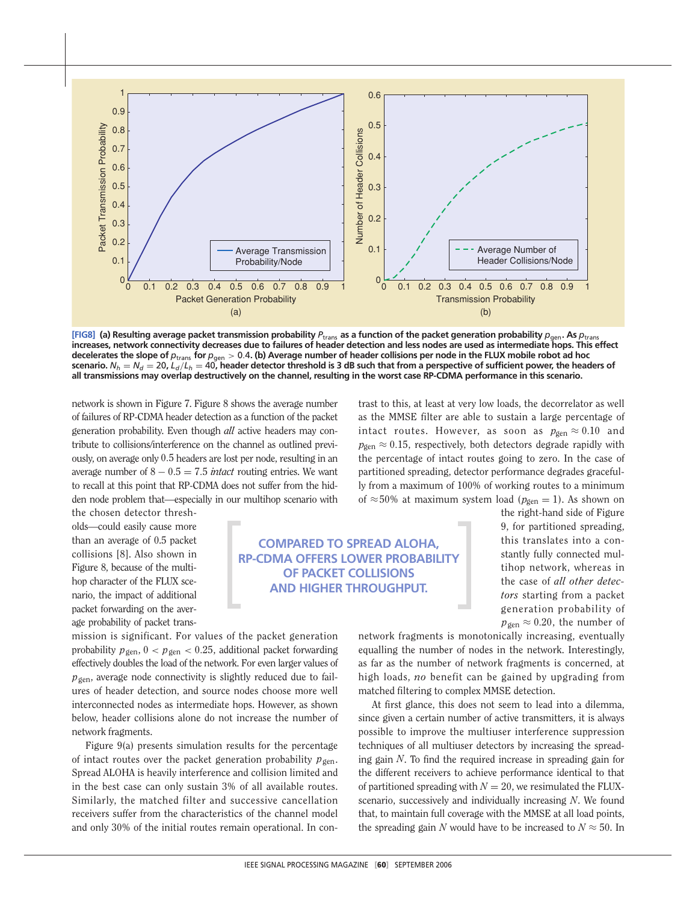**[FIG8]** **(a) Resulting average packet transmission probability $P_{\text{trans}}$ as a function of the packet generation probability $p_{\text{gen}}$. As $p_{\text{trans}}$ increases, network connectivity decreases due to failures of header detection and less nodes are used as intermediate hops. This effect decelerates the slope of $p_{\text{trans}}$ for $p_{\text{gen}} > 0.4$. (b) Average number of header collisions per node in the FLUX mobile robot ad hoc scenario. $N_h = N_d = 20$, $L_d/L_h = 40$, header detector threshold is 3 dB such that from a perspective of sufficient power, the headers of all transmissions may overlap destructively on the channel, resulting in the worst case RP-CDMA performance in this scenario.**

network is shown in Figure 7. Figure 8 shows the average number of failures of RP-CDMA header detection as a function of the packet generation probability. Even though *all* active headers may contribute to collisions/interference on the channel as outlined previously, on average only 0.5 headers are lost per node, resulting in an average number of $8 - 0.5 = 7.5$ *intact* routing entries. We want to recall at this point that RP-CDMA does not suffer from the hidden node problem that—especially in our multihop scenario with the chosen detector thresholds—could easily cause more than an average of 0.5 packet collisions [8]. Also shown in Figure 8, because of the multihop character of the FLUX scenario, the impact of additional packet forwarding on the average probability of packet transmission is significant. For values of the packet generation probability $p_{\text{gen}}$, $0 < p_{\text{gen}} < 0.25$, additional packet forwarding effectively doubles the load of the network. For even larger values of $p_{\text{gen}}$, average node connectivity is slightly reduced due to failures of header detection, and source nodes choose more well interconnected nodes as intermediate hops. However, as shown below, header collisions alone do not increase the number of network fragments.

Figure 9(a) presents simulation results for the percentage of intact routes over the packet generation probability $p_{\text{gen}}$. Spread ALOHA is heavily interference and collision limited and in the best case can only sustain 3% of all available routes. Similarly, the matched filter and successive cancellation receivers suffer from the characteristics of the channel model and only 30% of the initial routes remain operational. In contrast to this, at least at very low loads, the decorrelator as well as the MMSE filter are able to sustain a large percentage of intact routes. However, as soon as $p_{\text{gen}} \approx 0.10$ and $p_{\text{gen}} \approx 0.15$, respectively, both detectors degrade rapidly with the percentage of intact routes going to zero. In the case of partitioned spreading, detector performance degrades gracefully from a maximum of 100% of working routes to a minimum of ≈50% at maximum system load ($p_{\text{gen}} = 1$). As shown on the right-hand side of Figure 9, for partitioned spreading, this translates into a constantly fully connected multihop network, whereas in the case of *all other detectors* starting from a packet generation probability of $p_{\text{gen}} \approx 0.20$, the number of network fragments is monotonically increasing, eventually equalling the number of nodes in the network. Interestingly, as far as the number of network fragments is concerned, at high loads, *no* benefit can be gained by upgrading from matched filtering to complex MMSE detection.

> COMPARED TO SPREAD ALOHA, RP-CDMA OFFERS LOWER PROBABILITY OF PACKET COLLISIONS AND HIGHER THROUGHPUT.

At first glance, this does not seem to lead into a dilemma, since given a certain number of active transmitters, it is always possible to improve the multiuser interference suppression techniques of all multiuser detectors by increasing the spreading gain $N$. To find the required increase in spreading gain for the different receivers to achieve performance identical to that of partitioned spreading with $N = 20$, we resimulated the FLUX-scenario, successively and individually increasing $N$. We found that, to maintain full coverage with the MMSE at all load points, the spreading gain $N$ would have to be increased to $N \approx 50$. In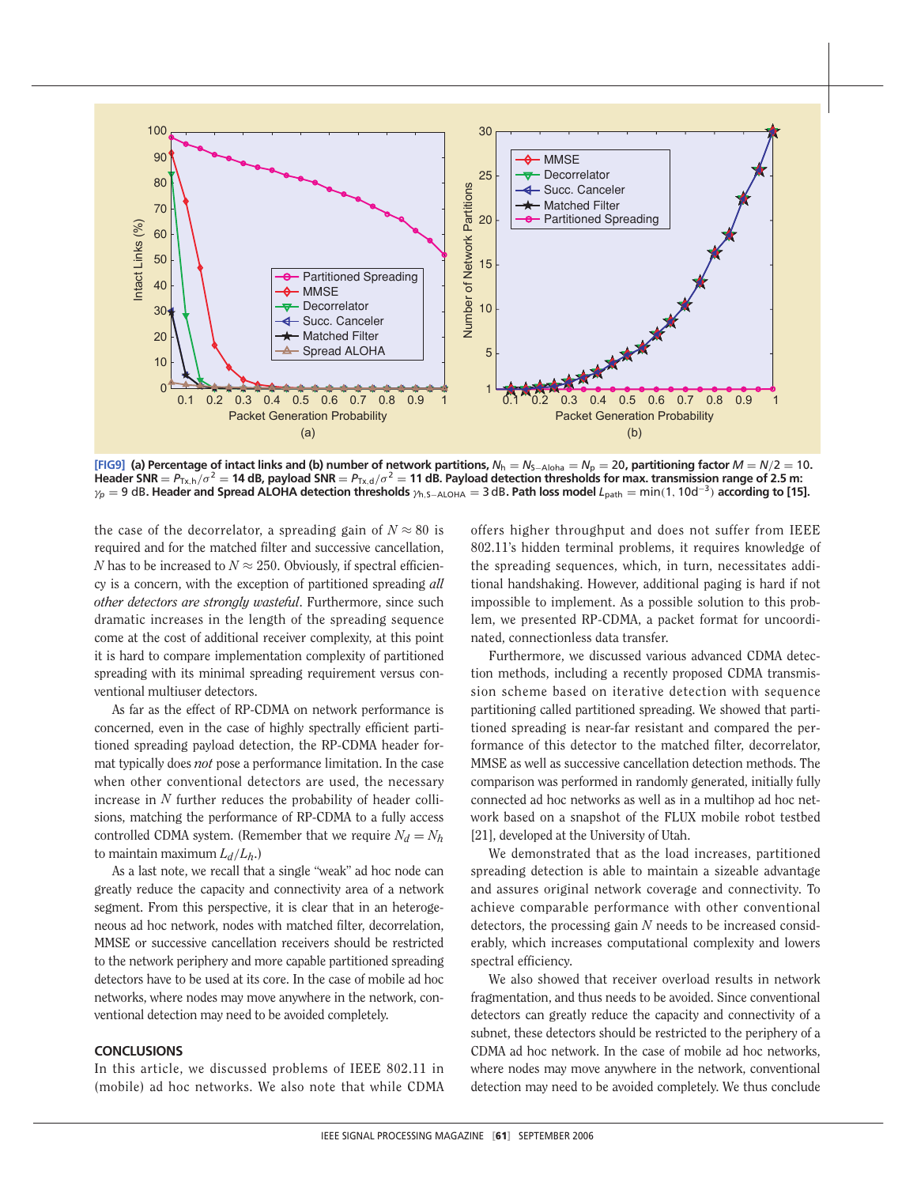**[FIG9]** **(a) Percentage of intact links and (b) number of network partitions, $N_h = N_{S-Aloha} = N_p = 20$, partitioning factor $M = N/2 = 10$. Header SNR $= P_{Tx,h}/\sigma^2 =$ 14 dB, payload SNR $= P_{Tx,d}/\sigma^2 =$ 11 dB. Payload detection thresholds for max. transmission range of 2.5 m: $\gamma_p = 9$ dB. Header and Spread ALOHA detection thresholds $\gamma_{h,S-ALOHA} = 3$ dB. Path loss model $L_{path} = \min(1, 10d^{-3})$ according to [15].**

the case of the decorrelator, a spreading gain of $N \approx 80$ is required and for the matched filter and successive cancellation, $N$ has to be increased to $N \approx 250$. Obviously, if spectral efficiency is a concern, with the exception of partitioned spreading *all other detectors are strongly wasteful*. Furthermore, since such dramatic increases in the length of the spreading sequence come at the cost of additional receiver complexity, at this point it is hard to compare implementation complexity of partitioned spreading with its minimal spreading requirement versus conventional multiuser detectors.

As far as the effect of RP-CDMA on network performance is concerned, even in the case of highly spectrally efficient partitioned spreading payload detection, the RP-CDMA header format typically does *not* pose a performance limitation. In the case when other conventional detectors are used, the necessary increase in $N$ further reduces the probability of header collisions, matching the performance of RP-CDMA to a fully access controlled CDMA system. (Remember that we require $N_d = N_h$ to maintain maximum $L_d/L_h$.)

As a last note, we recall that a single "weak" ad hoc node can greatly reduce the capacity and connectivity area of a network segment. From this perspective, it is clear that in an heterogeneous ad hoc network, nodes with matched filter, decorrelation, MMSE or successive cancellation receivers should be restricted to the network periphery and more capable partitioned spreading detectors have to be used at its core. In the case of mobile ad hoc networks, where nodes may move anywhere in the network, conventional detection may need to be avoided completely.

## CONCLUSIONS

In this article, we discussed problems of IEEE 802.11 in (mobile) ad hoc networks. We also note that while CDMA offers higher throughput and does not suffer from IEEE 802.11's hidden terminal problems, it requires knowledge of the spreading sequences, which, in turn, necessitates additional handshaking. However, additional paging is hard if not impossible to implement. As a possible solution to this problem, we presented RP-CDMA, a packet format for uncoordinated, connectionless data transfer.

Furthermore, we discussed various advanced CDMA detection methods, including a recently proposed CDMA transmission scheme based on iterative detection with sequence partitioning called partitioned spreading. We showed that partitioned spreading is near-far resistant and compared the performance of this detector to the matched filter, decorrelator, MMSE as well as successive cancellation detection methods. The comparison was performed in randomly generated, initially fully connected ad hoc networks as well as in a multihop ad hoc network based on a snapshot of the FLUX mobile robot testbed [21], developed at the University of Utah.

We demonstrated that as the load increases, partitioned spreading detection is able to maintain a sizeable advantage and assures original network coverage and connectivity. To achieve comparable performance with other conventional detectors, the processing gain $N$ needs to be increased considerably, which increases computational complexity and lowers spectral efficiency.

We also showed that receiver overload results in network fragmentation, and thus needs to be avoided. Since conventional detectors can greatly reduce the capacity and connectivity of a subnet, these detectors should be restricted to the periphery of a CDMA ad hoc network. In the case of mobile ad hoc networks, where nodes may move anywhere in the network, conventional detection may need to be avoided completely. We thus conclude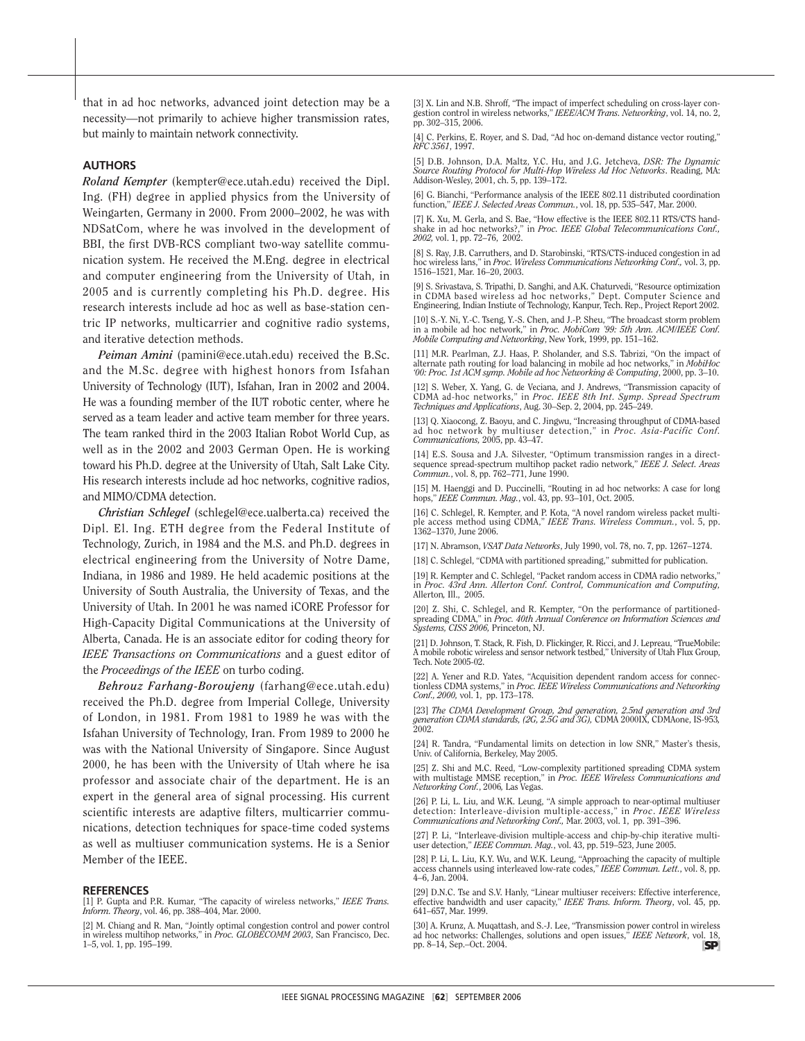that in ad hoc networks, advanced joint detection may be a necessity—not primarily to achieve higher transmission rates, but mainly to maintain network connectivity.

## AUTHORS

***Roland Kempter*** (kempter@ece.utah.edu) received the Dipl. Ing. (FH) degree in applied physics from the University of Weingarten, Germany in 2000. From 2000–2002, he was with NDSatCom, where he was involved in the development of BBI, the first DVB-RCS compliant two-way satellite communication system. He received the M.Eng. degree in electrical and computer engineering from the University of Utah, in 2005 and is currently completing his Ph.D. degree. His research interests include ad hoc as well as base-station centric IP networks, multicarrier and cognitive radio systems, and iterative detection methods.

***Peiman Amini*** (pamini@ece.utah.edu) received the B.Sc. and the M.Sc. degree with highest honors from Isfahan University of Technology (IUT), Isfahan, Iran in 2002 and 2004. He was a founding member of the IUT robotic center, where he served as a team leader and active team member for three years. The team ranked third in the 2003 Italian Robot World Cup, as well as in the 2002 and 2003 German Open. He is working toward his Ph.D. degree at the University of Utah, Salt Lake City. His research interests include ad hoc networks, cognitive radios, and MIMO/CDMA detection.

***Christian Schlegel*** (schlegel@ece.ualberta.ca) received the Dipl. El. Ing. ETH degree from the Federal Institute of Technology, Zurich in 1984 and the M.S. and Ph.D. degrees in electrical engineering from the University of Notre Dame, Indiana, in 1986 and 1989. He held academic positions at the University of South Australia, the University of Texas, and the University of Utah. In 2001 he was named iCORE Professor for High-Capacity Digital Communications at the University of Alberta, Canada. He is an associate editor for coding theory for *IEEE Transactions on Communications* and a guest editor of the *Proceedings of the IEEE* on turbo coding.

***Behrouz Farhang-Boroujeny*** (farhang@ece.utah.edu) received the Ph.D. degree from Imperial College, University of London, in 1981. From 1981 to 1989 he was with the Isfahan University of Technology, Iran. From 1989 to 2000 he was with the National University of Singapore. Since August 2000, he has been with the University of Utah where he isa professor and associate chair of the department. He is an expert in the general area of signal processing. His current scientific interests are adaptive filters, multicarrier communications, detection techniques for space-time coded systems as well as multiuser communication systems. He is a Senior Member of the IEEE.

## REFERENCES

[1] P. Gupta and P.R. Kumar, "The capacity of wireless networks," *IEEE Trans. Inform. Theory*, vol. 46, pp. 388–404, Mar. 2000.

[2] M. Chiang and R. Man, "Jointly optimal congestion control and power control in wireless multihop networks," in *Proc. GLOBECOMM 2003*, San Francisco, Dec. 1–5, vol. 1, pp. 195–199.

[3] X. Lin and N.B. Shroff, "The impact of imperfect scheduling on cross-layer congestion control in wireless networks," *IEEE/ACM Trans. Networking*, vol. 14, no. 2, pp. 302–315, 2006.

[4] C. Perkins, E. Royer, and S. Dad, "Ad hoc on-demand distance vector routing," *RFC 3561*, 1997.

[5] D.B. Johnson, D.A. Maltz, Y.C. Hu, and J.G. Jetcheva, *DSR: The Dynamic Source Routing Protocol for Multi-Hop Wireless Ad Hoc Networks*. Reading, MA: Addison-Wesley, 2001, ch. 5, pp. 139–172.

[6] G. Bianchi, "Performance analysis of the IEEE 802.11 distributed coordination function," *IEEE J. Selected Areas Commun.*, vol. 18, pp. 535–547, Mar. 2000.

[7] K. Xu, M. Gerla, and S. Bae, "How effective is the IEEE 802.11 RTS/CTS handshake in ad hoc networks?," in *Proc. IEEE Global Telecommunications Conf., 2002,* vol. 1, pp. 72–76, 2002.

[8] S. Ray, J.B. Carruthers, and D. Starobinski, "RTS/CTS-induced congestion in ad hoc wireless lans," in *Proc. Wireless Communications Networking Conf.,* vol. 3, pp. 1516–1521, Mar. 16–20, 2003.

[9] S. Srivastava, S. Tripathi, D. Sanghi, and A.K. Chaturvedi, "Resource optimization in CDMA based wireless ad hoc networks," Dept. Computer Science and Engineering, Indian Institute of Technology, Kanpur, Tech. Rep., Project Report 2002.

[10] S.-Y. Ni, Y.-C. Tseng, Y.-S. Chen, and J.-P. Sheu, "The broadcast storm problem in a mobile ad hoc network," in *Proc. MobiCom '99: 5th Ann. ACM/IEEE Conf. Mobile Computing and Networking*, New York, 1999, pp. 151–162.

[11] M.R. Pearlman, Z.J. Haas, P. Sholander, and S.S. Tabrizi, "On the impact of alternate path routing for load balancing in mobile ad hoc networks," in *MobiHoc '00: Proc. 1st ACM symp. Mobile ad hoc Networking & Computing*, 2000, pp. 3–10.

[12] S. Weber, X. Yang, G. de Veciana, and J. Andrews, "Transmission capacity of CDMA ad-hoc networks," in *Proc. IEEE 8th Int. Symp. Spread Spectrum Techniques and Applications*, Aug. 30–Sep. 2, 2004, pp. 245–249.

[13] Q. Xiaocong, Z. Baoyu, and C. Jingwu, "Increasing throughput of CDMA-based ad hoc network by multiuser detection," in *Proc. Asia-Pacific Conf. Communications,* 2005, pp. 43–47.

[14] E.S. Sousa and J.A. Silvester, "Optimum transmission ranges in a direct-sequence spread-spectrum multihop packet radio network," *IEEE J. Select. Areas Commun.*, vol. 8, pp. 762–771, June 1990.

[15] M. Haenggi and D. Puccinelli, "Routing in ad hoc networks: A case for long hops," *IEEE Commun. Mag.*, vol. 43, pp. 93–101, Oct. 2005.

[16] C. Schlegel, R. Kempter, and P. Kota, "A novel random wireless packet multiple access method using CDMA," *IEEE Trans. Wireless Commun.*, vol. 5, pp. 1362–1370, June 2006.

[17] N. Abramson, *VSAT Data Networks*, July 1990, vol. 78, no. 7, pp. 1267–1274.

[18] C. Schlegel, "CDMA with partitioned spreading," submitted for publication.

[19] R. Kempter and C. Schlegel, "Packet random access in CDMA radio networks," in *Proc. 43rd Ann. Allerton Conf. Control, Communication and Computing,* Allerton, Ill., 2005.

[20] Z. Shi, C. Schlegel, and R. Kempter, "On the performance of partitioned-spreading CDMA," in *Proc. 40th Annual Conference on Information Sciences and Systems, CISS 2006,* Princeton, NJ.

[21] D. Johnson, T. Stack, R. Fish, D. Flickinger, R. Ricci, and J. Lepreau, "TrueMobile: A mobile robotic wireless and sensor network testbed," University of Utah Flux Group, Tech. Note 2005-02.

[22] A. Yener and R.D. Yates, "Acquisition dependent random access for connectionless CDMA systems," in *Proc. IEEE Wireless Communications and Networking Conf., 2000,* vol. 1, pp. 173–178.

[23] *The CDMA Development Group, 2nd generation, 2.5nd generation and 3rd generation CDMA standards, (2G, 2.5G and 3G),* CDMA 2000IX, CDMAone, IS-953, 2002.

[24] R. Tandra, "Fundamental limits on detection in low SNR," Master's thesis, Univ. of California, Berkeley, May 2005.

[25] Z. Shi and M.C. Reed, "Low-complexity partitioned spreading CDMA system with multistage MMSE reception," in *Proc. IEEE Wireless Communications and Networking Conf.*, 2006, Las Vegas.

[26] P. Li, L. Liu, and W.K. Leung, "A simple approach to near-optimal multiuser detection: Interleave-division multiple-access," in *Proc. IEEE Wireless Communications and Networking Conf.,* Mar. 2003, vol. 1, pp. 391–396.

[27] P. Li, "Interleave-division multiple-access and chip-by-chip iterative multiuser detection," *IEEE Commun. Mag.*, vol. 43, pp. 519–523, June 2005.

[28] P. Li, L. Liu, K.Y. Wu, and W.K. Leung, "Approaching the capacity of multiple access channels using interleaved low-rate codes," *IEEE Commun. Lett.*, vol. 8, pp. 4–6, Jan. 2004.

[29] D.N.C. Tse and S.V. Hanly, "Linear multiuser receivers: Effective interference, effective bandwidth and user capacity," *IEEE Trans. Inform. Theory*, vol. 45, pp. 641–657, Mar. 1999.

[30] A. Krunz, A. Muqattash, and S.-J. Lee, "Transmission power control in wireless ad hoc networks: Challenges, solutions and open issues," *IEEE Network*, vol. 18, pp. 8–14, Sep.–Oct. 2004.